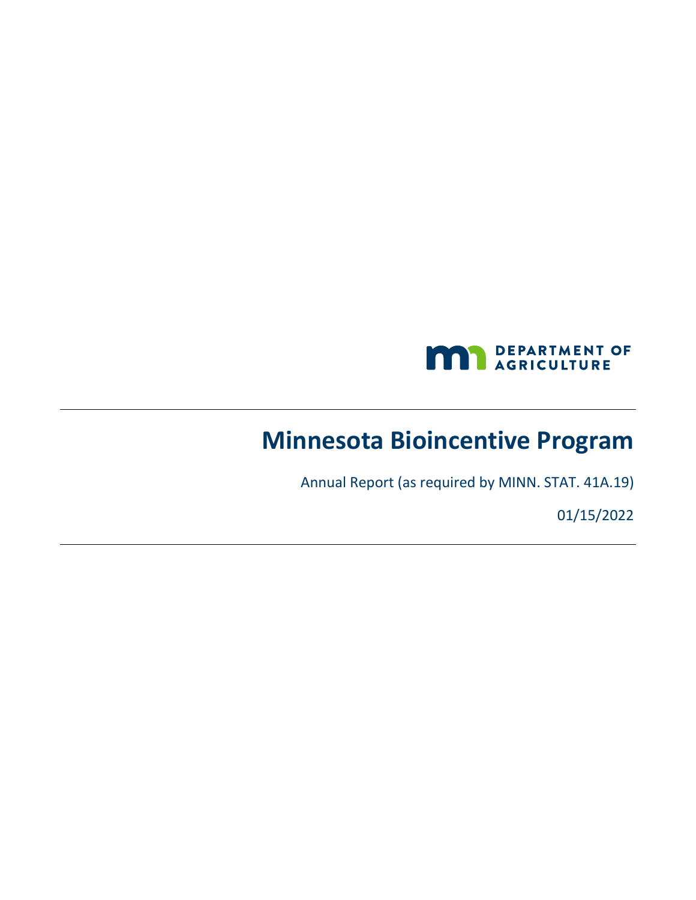DEPARTMENT OF AGRICULTURE

# Minnesota Biocentive Program

Annual Report (as required by MINN. STAT. 41A.19)

01/15/2022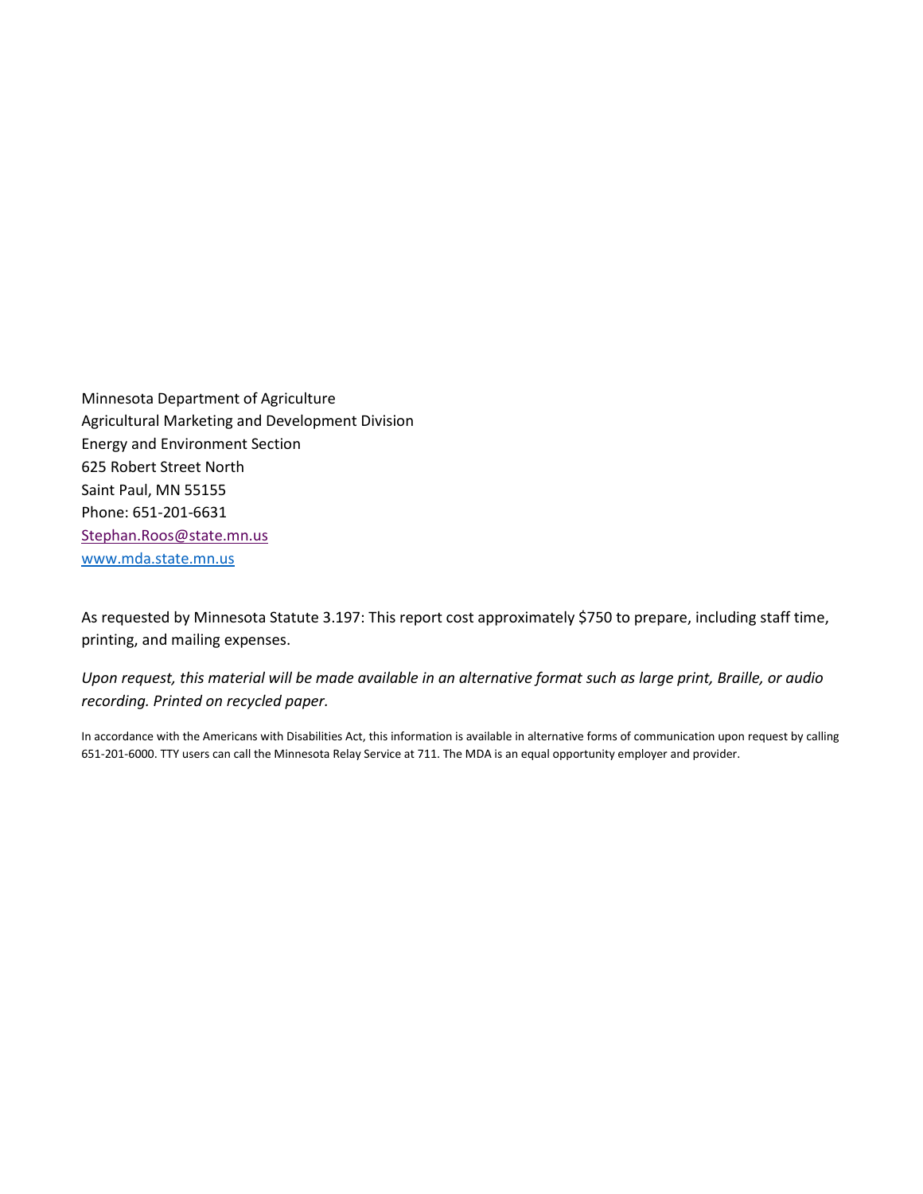Minnesota Department of Agriculture  
Agricultural Marketing and Development Division  
Energy and Environment Section  
625 Robert Street North  
Saint Paul, MN 55155  
Phone: 651-201-6631  
Stephan.Roos@state.mn.us  
www.mda.state.mn.us

As requested by Minnesota Statute 3.197: This report cost approximately $750 to prepare, including staff time, printing, and mailing expenses.

*Upon request, this material will be made available in an alternative format such as large print, Braille, or audio recording. Printed on recycled paper.*

In accordance with the Americans with Disabilities Act, this information is available in alternative forms of communication upon request by calling 651-201-6000. TTY users can call the Minnesota Relay Service at 711. The MDA is an equal opportunity employer and provider.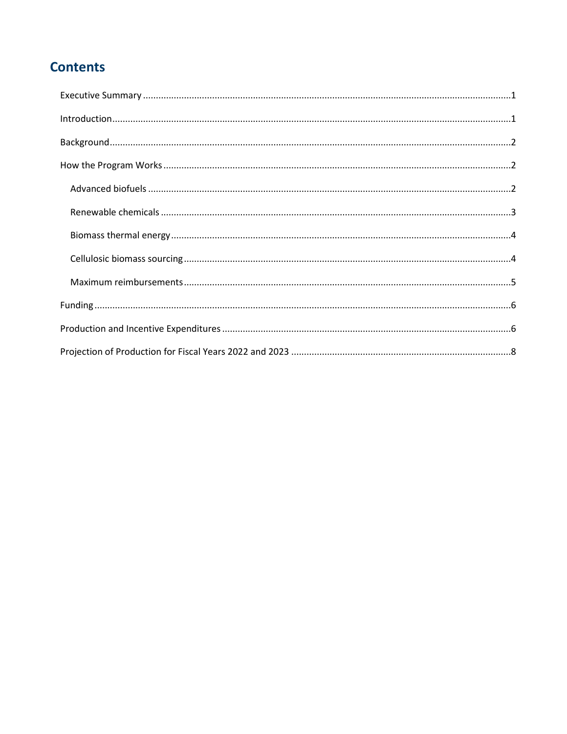## Contents

- Executive Summary ........ 1
- Introduction ........ 1
- Background ........ 2
- How the Program Works ........ 2
  - Advanced biofuels ........ 2
  - Renewable chemicals ........ 3
  - Biomass thermal energy ........ 4
  - Cellulosic biomass sourcing ........ 4
  - Maximum reimbursements ........ 5
- Funding ........ 6
- Production and Incentive Expenditures ........ 6
- Projection of Production for Fiscal Years 2022 and 2023 ........ 8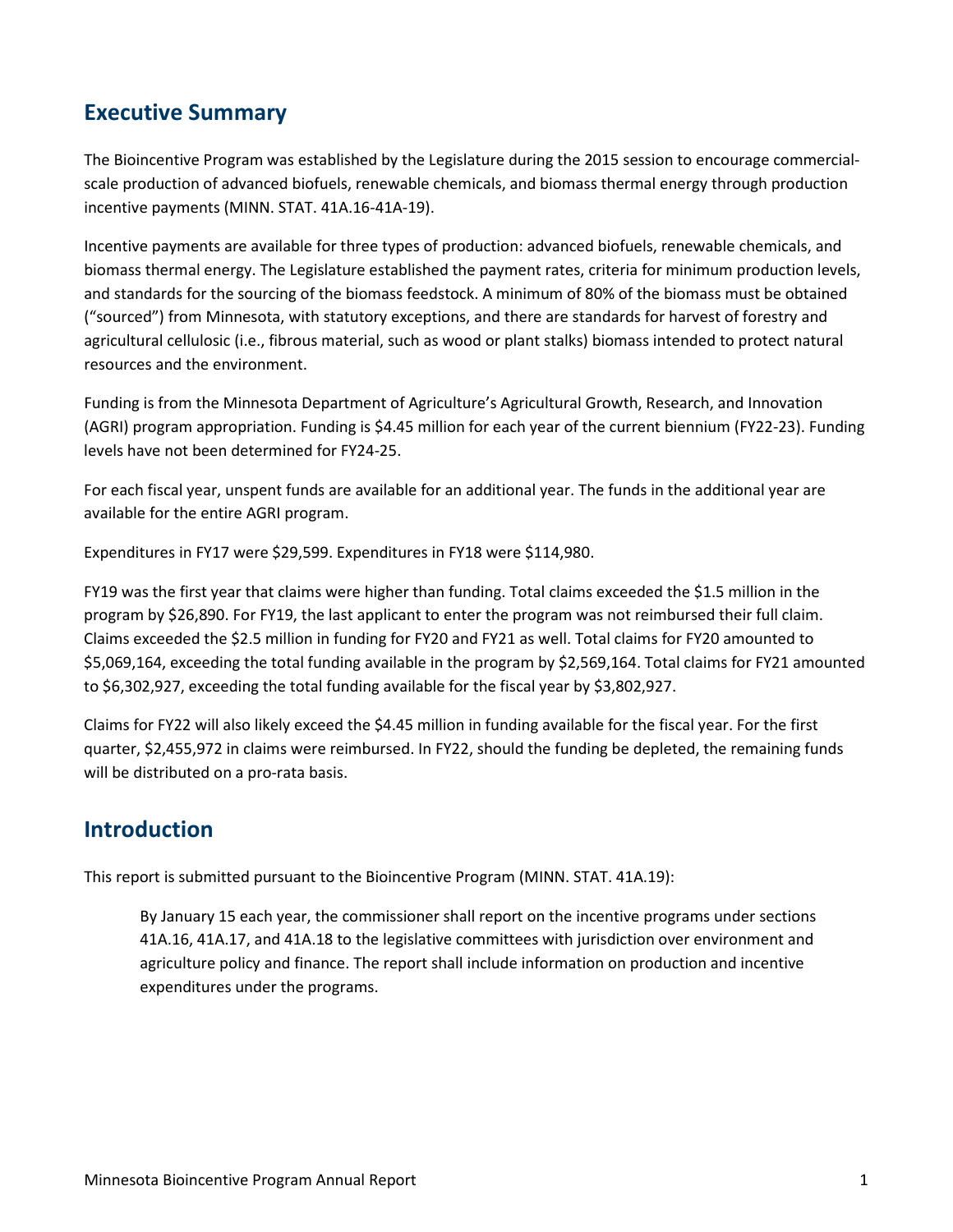## Executive Summary

The Bioincentive Program was established by the Legislature during the 2015 session to encourage commercial-scale production of advanced biofuels, renewable chemicals, and biomass thermal energy through production incentive payments (MINN. STAT. 41A.16-41A-19).

Incentive payments are available for three types of production: advanced biofuels, renewable chemicals, and biomass thermal energy. The Legislature established the payment rates, criteria for minimum production levels, and standards for the sourcing of the biomass feedstock. A minimum of 80% of the biomass must be obtained ("sourced") from Minnesota, with statutory exceptions, and there are standards for harvest of forestry and agricultural cellulosic (i.e., fibrous material, such as wood or plant stalks) biomass intended to protect natural resources and the environment.

Funding is from the Minnesota Department of Agriculture's Agricultural Growth, Research, and Innovation (AGRI) program appropriation. Funding is $4.45 million for each year of the current biennium (FY22-23). Funding levels have not been determined for FY24-25.

For each fiscal year, unspent funds are available for an additional year. The funds in the additional year are available for the entire AGRI program.

Expenditures in FY17 were $29,599. Expenditures in FY18 were $114,980.

FY19 was the first year that claims were higher than funding. Total claims exceeded the $1.5 million in the program by $26,890. For FY19, the last applicant to enter the program was not reimbursed their full claim. Claims exceeded the $2.5 million in funding for FY20 and FY21 as well. Total claims for FY20 amounted to $5,069,164, exceeding the total funding available in the program by $2,569,164. Total claims for FY21 amounted to $6,302,927, exceeding the total funding available for the fiscal year by $3,802,927.

Claims for FY22 will also likely exceed the $4.45 million in funding available for the fiscal year. For the first quarter, $2,455,972 in claims were reimbursed. In FY22, should the funding be depleted, the remaining funds will be distributed on a pro-rata basis.

## Introduction

This report is submitted pursuant to the Bioincentive Program (MINN. STAT. 41A.19):

> By January 15 each year, the commissioner shall report on the incentive programs under sections 41A.16, 41A.17, and 41A.18 to the legislative committees with jurisdiction over environment and agriculture policy and finance. The report shall include information on production and incentive expenditures under the programs.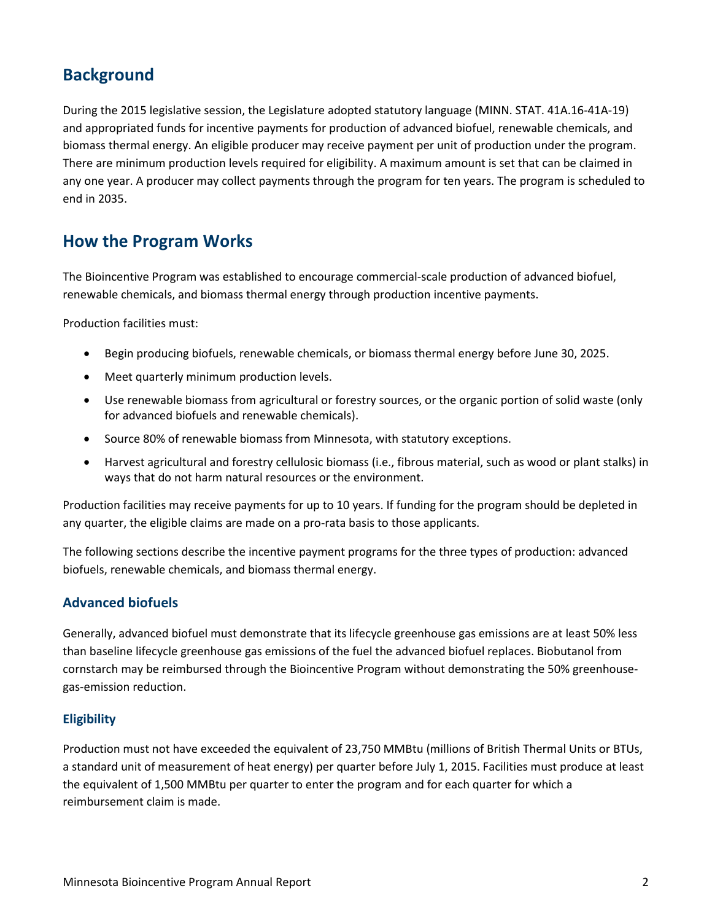## Background

During the 2015 legislative session, the Legislature adopted statutory language (MINN. STAT. 41A.16-41A-19) and appropriated funds for incentive payments for production of advanced biofuel, renewable chemicals, and biomass thermal energy. An eligible producer may receive payment per unit of production under the program. There are minimum production levels required for eligibility. A maximum amount is set that can be claimed in any one year. A producer may collect payments through the program for ten years. The program is scheduled to end in 2035.

## How the Program Works

The Bioincentive Program was established to encourage commercial-scale production of advanced biofuel, renewable chemicals, and biomass thermal energy through production incentive payments.

Production facilities must:

- Begin producing biofuels, renewable chemicals, or biomass thermal energy before June 30, 2025.
- Meet quarterly minimum production levels.
- Use renewable biomass from agricultural or forestry sources, or the organic portion of solid waste (only for advanced biofuels and renewable chemicals).
- Source 80% of renewable biomass from Minnesota, with statutory exceptions.
- Harvest agricultural and forestry cellulosic biomass (i.e., fibrous material, such as wood or plant stalks) in ways that do not harm natural resources or the environment.

Production facilities may receive payments for up to 10 years. If funding for the program should be depleted in any quarter, the eligible claims are made on a pro-rata basis to those applicants.

The following sections describe the incentive payment programs for the three types of production: advanced biofuels, renewable chemicals, and biomass thermal energy.

### Advanced biofuels

Generally, advanced biofuel must demonstrate that its lifecycle greenhouse gas emissions are at least 50% less than baseline lifecycle greenhouse gas emissions of the fuel the advanced biofuel replaces. Biobutanol from cornstarch may be reimbursed through the Bioincentive Program without demonstrating the 50% greenhouse-gas-emission reduction.

#### Eligibility

Production must not have exceeded the equivalent of 23,750 MMBtu (millions of British Thermal Units or BTUs, a standard unit of measurement of heat energy) per quarter before July 1, 2015. Facilities must produce at least the equivalent of 1,500 MMBtu per quarter to enter the program and for each quarter for which a reimbursement claim is made.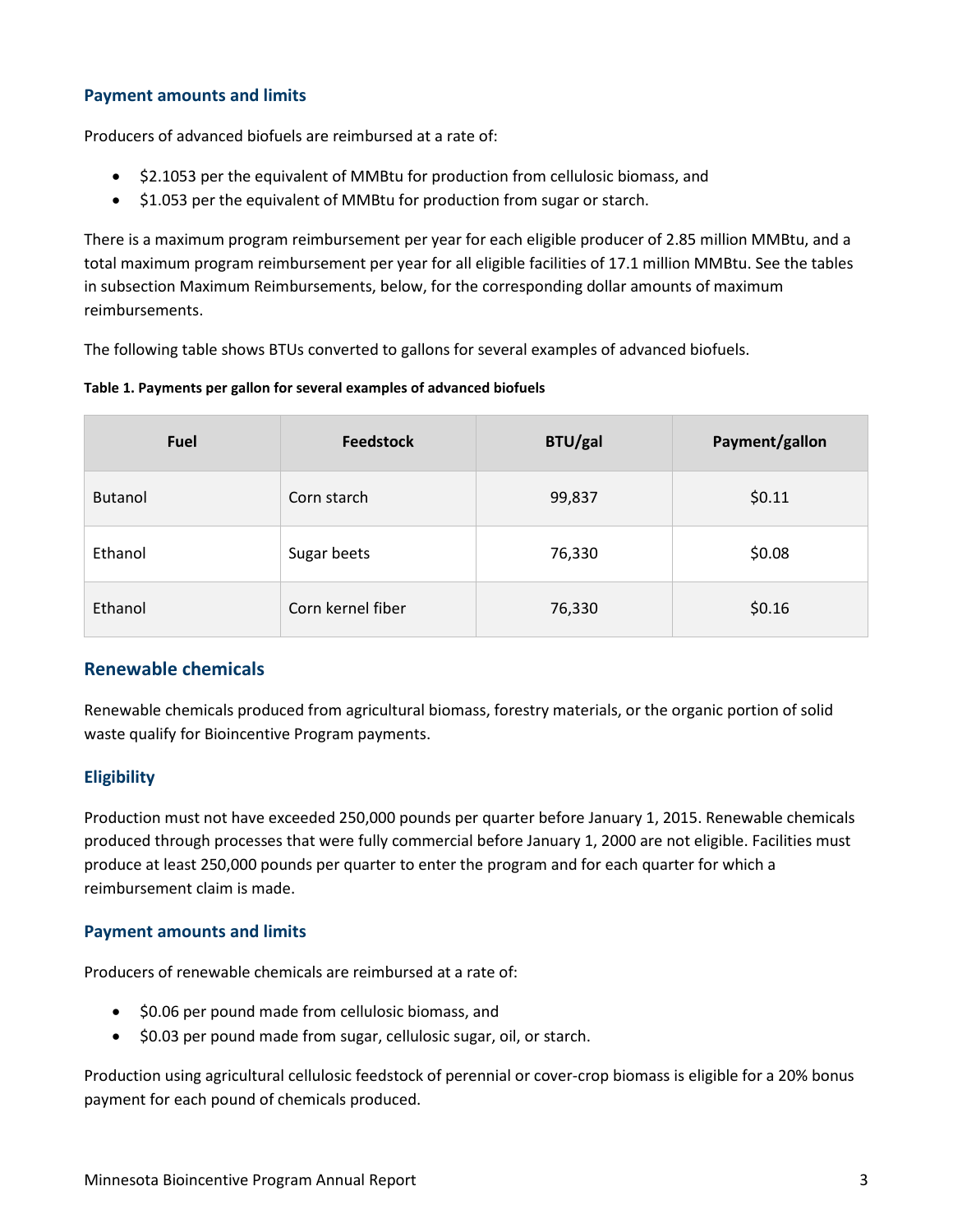### Payment amounts and limits

Producers of advanced biofuels are reimbursed at a rate of:

- $2.1053 per the equivalent of MMBtu for production from cellulosic biomass, and
- $1.053 per the equivalent of MMBtu for production from sugar or starch.

There is a maximum program reimbursement per year for each eligible producer of 2.85 million MMBtu, and a total maximum program reimbursement per year for all eligible facilities of 17.1 million MMBtu. See the tables in subsection Maximum Reimbursements, below, for the corresponding dollar amounts of maximum reimbursements.

The following table shows BTUs converted to gallons for several examples of advanced biofuels.

**Table 1. Payments per gallon for several examples of advanced biofuels**

| Fuel | Feedstock | BTU/gal | Payment/gallon |
|---|---|---|---|
| Butanol | Corn starch | 99,837 | $0.11 |
| Ethanol | Sugar beets | 76,330 | $0.08 |
| Ethanol | Corn kernel fiber | 76,330 | $0.16 |

## Renewable chemicals

Renewable chemicals produced from agricultural biomass, forestry materials, or the organic portion of solid waste qualify for Bioincentive Program payments.

### Eligibility

Production must not have exceeded 250,000 pounds per quarter before January 1, 2015. Renewable chemicals produced through processes that were fully commercial before January 1, 2000 are not eligible. Facilities must produce at least 250,000 pounds per quarter to enter the program and for each quarter for which a reimbursement claim is made.

### Payment amounts and limits

Producers of renewable chemicals are reimbursed at a rate of:

- $0.06 per pound made from cellulosic biomass, and
- $0.03 per pound made from sugar, cellulosic sugar, oil, or starch.

Production using agricultural cellulosic feedstock of perennial or cover-crop biomass is eligible for a 20% bonus payment for each pound of chemicals produced.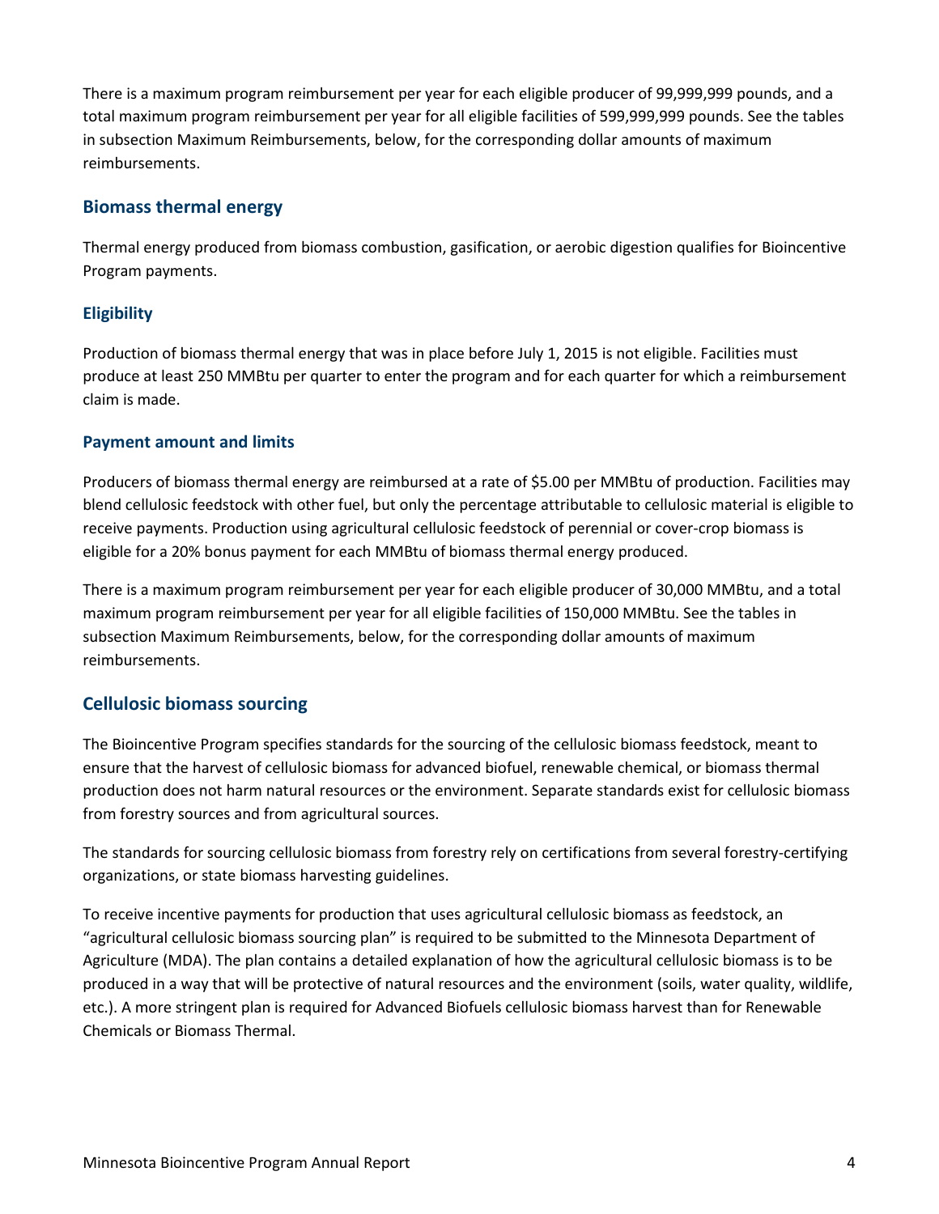There is a maximum program reimbursement per year for each eligible producer of 99,999,999 pounds, and a total maximum program reimbursement per year for all eligible facilities of 599,999,999 pounds. See the tables in subsection Maximum Reimbursements, below, for the corresponding dollar amounts of maximum reimbursements.

## Biomass thermal energy

Thermal energy produced from biomass combustion, gasification, or aerobic digestion qualifies for Bioincentive Program payments.

### Eligibility

Production of biomass thermal energy that was in place before July 1, 2015 is not eligible. Facilities must produce at least 250 MMBtu per quarter to enter the program and for each quarter for which a reimbursement claim is made.

### Payment amount and limits

Producers of biomass thermal energy are reimbursed at a rate of $5.00 per MMBtu of production. Facilities may blend cellulosic feedstock with other fuel, but only the percentage attributable to cellulosic material is eligible to receive payments. Production using agricultural cellulosic feedstock of perennial or cover-crop biomass is eligible for a 20% bonus payment for each MMBtu of biomass thermal energy produced.

There is a maximum program reimbursement per year for each eligible producer of 30,000 MMBtu, and a total maximum program reimbursement per year for all eligible facilities of 150,000 MMBtu. See the tables in subsection Maximum Reimbursements, below, for the corresponding dollar amounts of maximum reimbursements.

## Cellulosic biomass sourcing

The Bioincentive Program specifies standards for the sourcing of the cellulosic biomass feedstock, meant to ensure that the harvest of cellulosic biomass for advanced biofuel, renewable chemical, or biomass thermal production does not harm natural resources or the environment. Separate standards exist for cellulosic biomass from forestry sources and from agricultural sources.

The standards for sourcing cellulosic biomass from forestry rely on certifications from several forestry-certifying organizations, or state biomass harvesting guidelines.

To receive incentive payments for production that uses agricultural cellulosic biomass as feedstock, an "agricultural cellulosic biomass sourcing plan" is required to be submitted to the Minnesota Department of Agriculture (MDA). The plan contains a detailed explanation of how the agricultural cellulosic biomass is to be produced in a way that will be protective of natural resources and the environment (soils, water quality, wildlife, etc.). A more stringent plan is required for Advanced Biofuels cellulosic biomass harvest than for Renewable Chemicals or Biomass Thermal.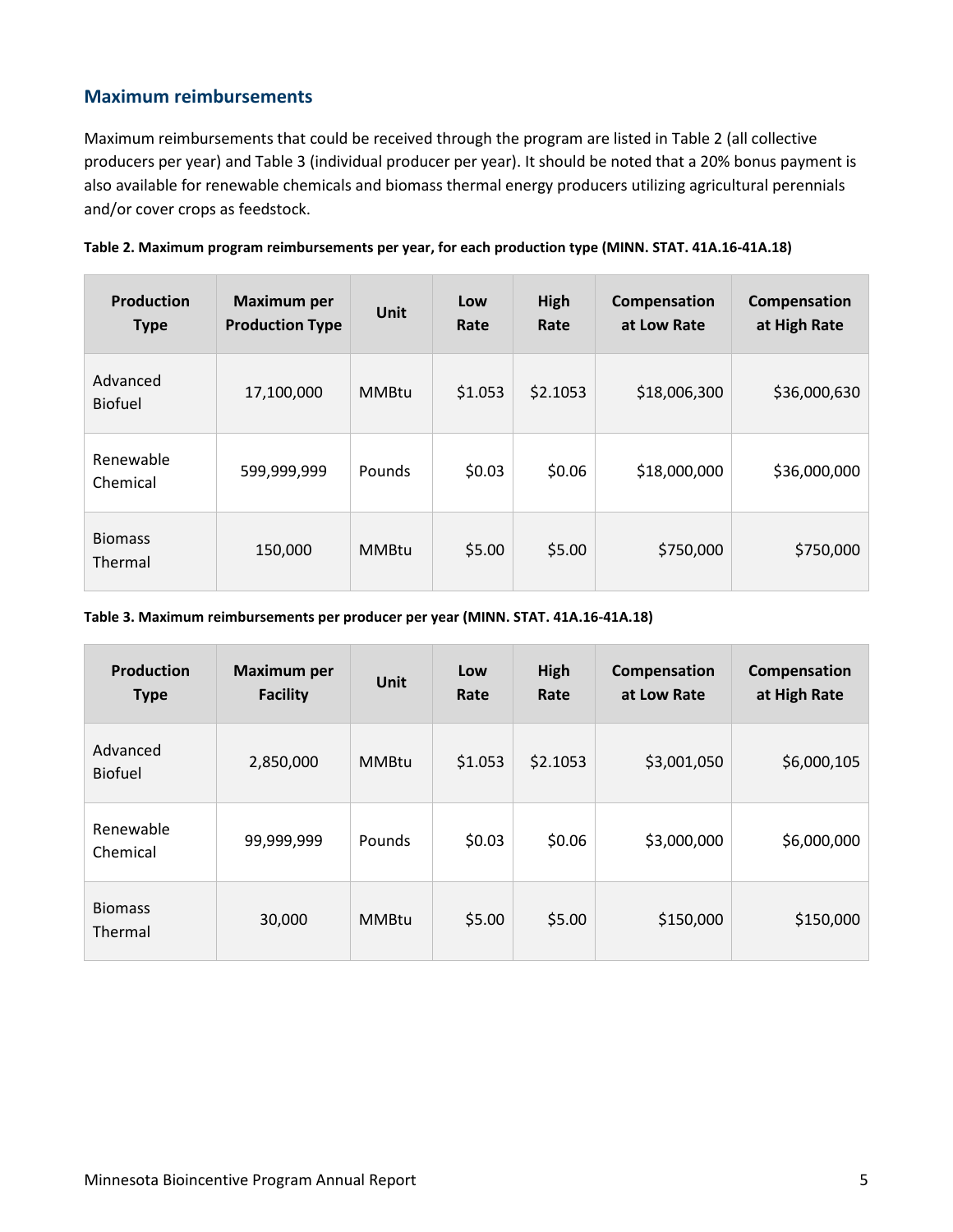## Maximum reimbursements

Maximum reimbursements that could be received through the program are listed in Table 2 (all collective producers per year) and Table 3 (individual producer per year). It should be noted that a 20% bonus payment is also available for renewable chemicals and biomass thermal energy producers utilizing agricultural perennials and/or cover crops as feedstock.

**Table 2. Maximum program reimbursements per year, for each production type (MINN. STAT. 41A.16-41A.18)**

| Production Type | Maximum per Production Type | Unit | Low Rate | High Rate | Compensation at Low Rate | Compensation at High Rate |
|---|---|---|---|---|---|---|
| Advanced Biofuel | 17,100,000 | MMBtu | $1.053 | $2.1053 | $18,006,300 | $36,000,630 |
| Renewable Chemical | 599,999,999 | Pounds | $0.03 | $0.06 | $18,000,000 | $36,000,000 |
| Biomass Thermal | 150,000 | MMBtu | $5.00 | $5.00 | $750,000 | $750,000 |

**Table 3. Maximum reimbursements per producer per year (MINN. STAT. 41A.16-41A.18)**

| Production Type | Maximum per Facility | Unit | Low Rate | High Rate | Compensation at Low Rate | Compensation at High Rate |
|---|---|---|---|---|---|---|
| Advanced Biofuel | 2,850,000 | MMBtu | $1.053 | $2.1053 | $3,001,050 | $6,000,105 |
| Renewable Chemical | 99,999,999 | Pounds | $0.03 | $0.06 | $3,000,000 | $6,000,000 |
| Biomass Thermal | 30,000 | MMBtu | $5.00 | $5.00 | $150,000 | $150,000 |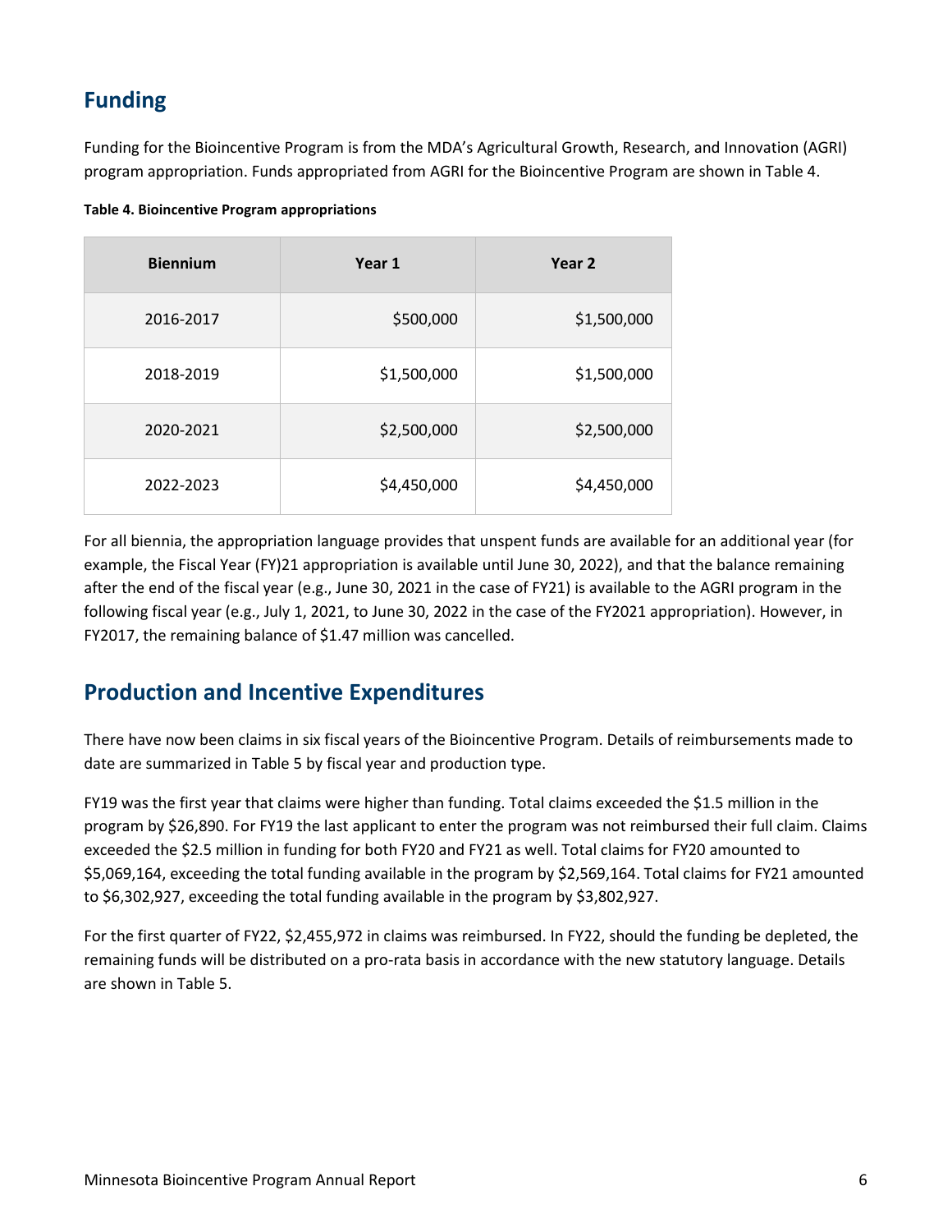## Funding

Funding for the Bioincentive Program is from the MDA's Agricultural Growth, Research, and Innovation (AGRI) program appropriation. Funds appropriated from AGRI for the Bioincentive Program are shown in Table 4.

**Table 4. Bioincentive Program appropriations**

| Biennium | Year 1 | Year 2 |
|---|---|---|
| 2016-2017 | $500,000 | $1,500,000 |
| 2018-2019 | $1,500,000 | $1,500,000 |
| 2020-2021 | $2,500,000 | $2,500,000 |
| 2022-2023 | $4,450,000 | $4,450,000 |

For all biennia, the appropriation language provides that unspent funds are available for an additional year (for example, the Fiscal Year (FY)21 appropriation is available until June 30, 2022), and that the balance remaining after the end of the fiscal year (e.g., June 30, 2021 in the case of FY21) is available to the AGRI program in the following fiscal year (e.g., July 1, 2021, to June 30, 2022 in the case of the FY2021 appropriation). However, in FY2017, the remaining balance of $1.47 million was cancelled.

## Production and Incentive Expenditures

There have now been claims in six fiscal years of the Bioincentive Program. Details of reimbursements made to date are summarized in Table 5 by fiscal year and production type.

FY19 was the first year that claims were higher than funding. Total claims exceeded the $1.5 million in the program by $26,890. For FY19 the last applicant to enter the program was not reimbursed their full claim. Claims exceeded the $2.5 million in funding for both FY20 and FY21 as well. Total claims for FY20 amounted to $5,069,164, exceeding the total funding available in the program by $2,569,164. Total claims for FY21 amounted to $6,302,927, exceeding the total funding available in the program by $3,802,927.

For the first quarter of FY22, $2,455,972 in claims was reimbursed. In FY22, should the funding be depleted, the remaining funds will be distributed on a pro-rata basis in accordance with the new statutory language. Details are shown in Table 5.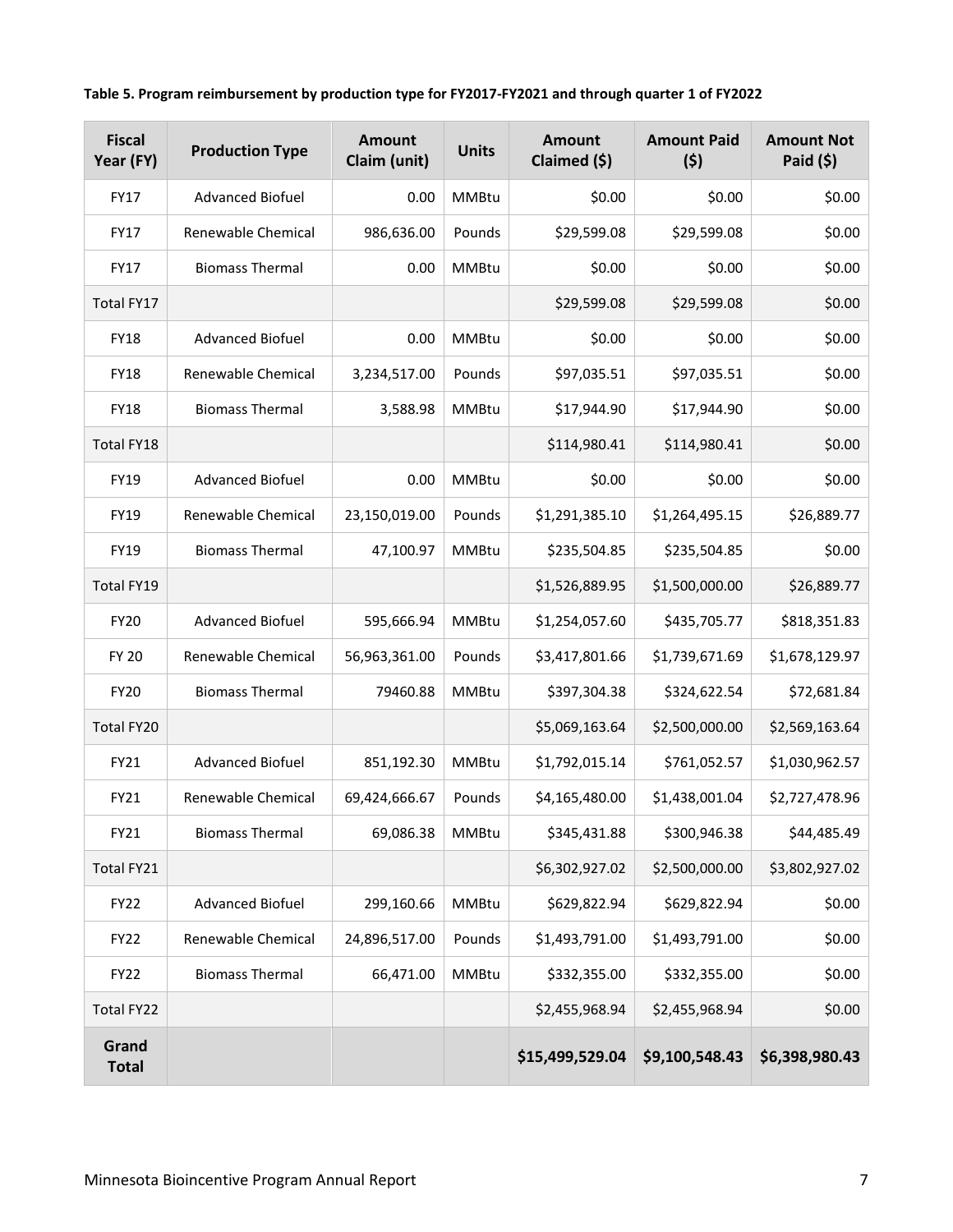**Table 5. Program reimbursement by production type for FY2017-FY2021 and through quarter 1 of FY2022**

| Fiscal Year (FY) | Production Type | Amount Claim (unit) | Units | Amount Claimed ($) | Amount Paid ($) | Amount Not Paid ($) |
|---|---|---|---|---|---|---|
| FY17 | Advanced Biofuel | 0.00 | MMBtu | $0.00 | $0.00 | $0.00 |
| FY17 | Renewable Chemical | 986,636.00 | Pounds | $29,599.08 | $29,599.08 | $0.00 |
| FY17 | Biomass Thermal | 0.00 | MMBtu | $0.00 | $0.00 | $0.00 |
| Total FY17 | | | | $29,599.08 | $29,599.08 | $0.00 |
| FY18 | Advanced Biofuel | 0.00 | MMBtu | $0.00 | $0.00 | $0.00 |
| FY18 | Renewable Chemical | 3,234,517.00 | Pounds | $97,035.51 | $97,035.51 | $0.00 |
| FY18 | Biomass Thermal | 3,588.98 | MMBtu | $17,944.90 | $17,944.90 | $0.00 |
| Total FY18 | | | | $114,980.41 | $114,980.41 | $0.00 |
| FY19 | Advanced Biofuel | 0.00 | MMBtu | $0.00 | $0.00 | $0.00 |
| FY19 | Renewable Chemical | 23,150,019.00 | Pounds | $1,291,385.10 | $1,264,495.15 | $26,889.77 |
| FY19 | Biomass Thermal | 47,100.97 | MMBtu | $235,504.85 | $235,504.85 | $0.00 |
| Total FY19 | | | | $1,526,889.95 | $1,500,000.00 | $26,889.77 |
| FY20 | Advanced Biofuel | 595,666.94 | MMBtu | $1,254,057.60 | $435,705.77 | $818,351.83 |
| FY 20 | Renewable Chemical | 56,963,361.00 | Pounds | $3,417,801.66 | $1,739,671.69 | $1,678,129.97 |
| FY20 | Biomass Thermal | 79460.88 | MMBtu | $397,304.38 | $324,622.54 | $72,681.84 |
| Total FY20 | | | | $5,069,163.64 | $2,500,000.00 | $2,569,163.64 |
| FY21 | Advanced Biofuel | 851,192.30 | MMBtu | $1,792,015.14 | $761,052.57 | $1,030,962.57 |
| FY21 | Renewable Chemical | 69,424,666.67 | Pounds | $4,165,480.00 | $1,438,001.04 | $2,727,478.96 |
| FY21 | Biomass Thermal | 69,086.38 | MMBtu | $345,431.88 | $300,946.38 | $44,485.49 |
| Total FY21 | | | | $6,302,927.02 | $2,500,000.00 | $3,802,927.02 |
| FY22 | Advanced Biofuel | 299,160.66 | MMBtu | $629,822.94 | $629,822.94 | $0.00 |
| FY22 | Renewable Chemical | 24,896,517.00 | Pounds | $1,493,791.00 | $1,493,791.00 | $0.00 |
| FY22 | Biomass Thermal | 66,471.00 | MMBtu | $332,355.00 | $332,355.00 | $0.00 |
| Total FY22 | | | | $2,455,968.94 | $2,455,968.94 | $0.00 |
| **Grand Total** | | | | **$15,499,529.04** | **$9,100,548.43** | **$6,398,980.43** |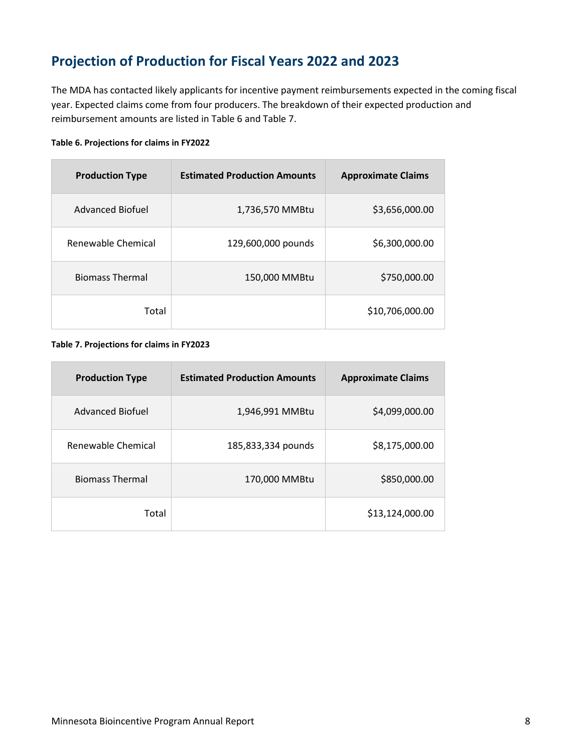## Projection of Production for Fiscal Years 2022 and 2023

The MDA has contacted likely applicants for incentive payment reimbursements expected in the coming fiscal year. Expected claims come from four producers. The breakdown of their expected production and reimbursement amounts are listed in Table 6 and Table 7.

**Table 6. Projections for claims in FY2022**

| Production Type | Estimated Production Amounts | Approximate Claims |
|---|---|---|
| Advanced Biofuel | 1,736,570 MMBtu | $3,656,000.00 |
| Renewable Chemical | 129,600,000 pounds | $6,300,000.00 |
| Biomass Thermal | 150,000 MMBtu | $750,000.00 |
| Total | | $10,706,000.00 |

**Table 7. Projections for claims in FY2023**

| Production Type | Estimated Production Amounts | Approximate Claims |
|---|---|---|
| Advanced Biofuel | 1,946,991 MMBtu | $4,099,000.00 |
| Renewable Chemical | 185,833,334 pounds | $8,175,000.00 |
| Biomass Thermal | 170,000 MMBtu | $850,000.00 |
| Total | | $13,124,000.00 |